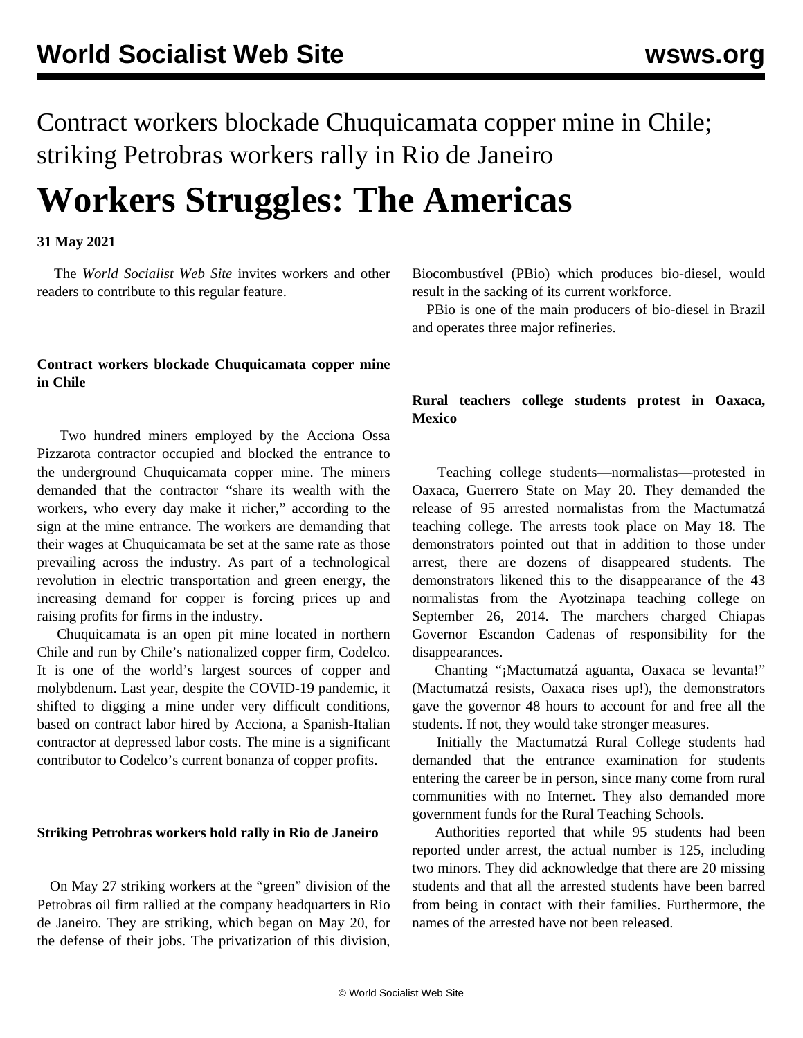Contract workers blockade Chuquicamata copper mine in Chile; striking Petrobras workers rally in Rio de Janeiro

# Workers Struggles: The Americas

**31 May 2021**

The *World Socialist Web Site* invites workers and other readers to contribute to this regular feature.

### Contract workers blockade Chuquicamata copper mine in Chile

Two hundred miners employed by the Acciona Ossa Pizzarota contractor occupied and blocked the entrance to the underground Chuquicamata copper mine. The miners demanded that the contractor "share its wealth with the workers, who every day make it richer," according to the sign at the mine entrance. The workers are demanding that their wages at Chuquicamata be set at the same rate as those prevailing across the industry. As part of a technological revolution in electric transportation and green energy, the increasing demand for copper is forcing prices up and raising profits for firms in the industry.

Chuquicamata is an open pit mine located in northern Chile and run by Chile's nationalized copper firm, Codelco. It is one of the world's largest sources of copper and molybdenum. Last year, despite the COVID-19 pandemic, it shifted to digging a mine under very difficult conditions, based on contract labor hired by Acciona, a Spanish-Italian contractor at depressed labor costs. The mine is a significant contributor to Codelco's current bonanza of copper profits.

### Striking Petrobras workers hold rally in Rio de Janeiro

On May 27 striking workers at the "green" division of the Petrobras oil firm rallied at the company headquarters in Rio de Janeiro. They are striking, which began on May 20, for the defense of their jobs. The privatization of this division, Biocombustível (PBio) which produces bio-diesel, would result in the sacking of its current workforce.

PBio is one of the main producers of bio-diesel in Brazil and operates three major refineries.

### Rural teachers college students protest in Oaxaca, Mexico

Teaching college students—normalistas—protested in Oaxaca, Guerrero State on May 20. They demanded the release of 95 arrested normalistas from the Mactumatzá teaching college. The arrests took place on May 18. The demonstrators pointed out that in addition to those under arrest, there are dozens of disappeared students. The demonstrators likened this to the disappearance of the 43 normalistas from the Ayotzinapa teaching college on September 26, 2014. The marchers charged Chiapas Governor Escandon Cadenas of responsibility for the disappearances.

Chanting "¡Mactumatzá aguanta, Oaxaca se levanta!" (Mactumatzá resists, Oaxaca rises up!), the demonstrators gave the governor 48 hours to account for and free all the students. If not, they would take stronger measures.

Initially the Mactumatzá Rural College students had demanded that the entrance examination for students entering the career be in person, since many come from rural communities with no Internet. They also demanded more government funds for the Rural Teaching Schools.

Authorities reported that while 95 students had been reported under arrest, the actual number is 125, including two minors. They did acknowledge that there are 20 missing students and that all the arrested students have been barred from being in contact with their families. Furthermore, the names of the arrested have not been released.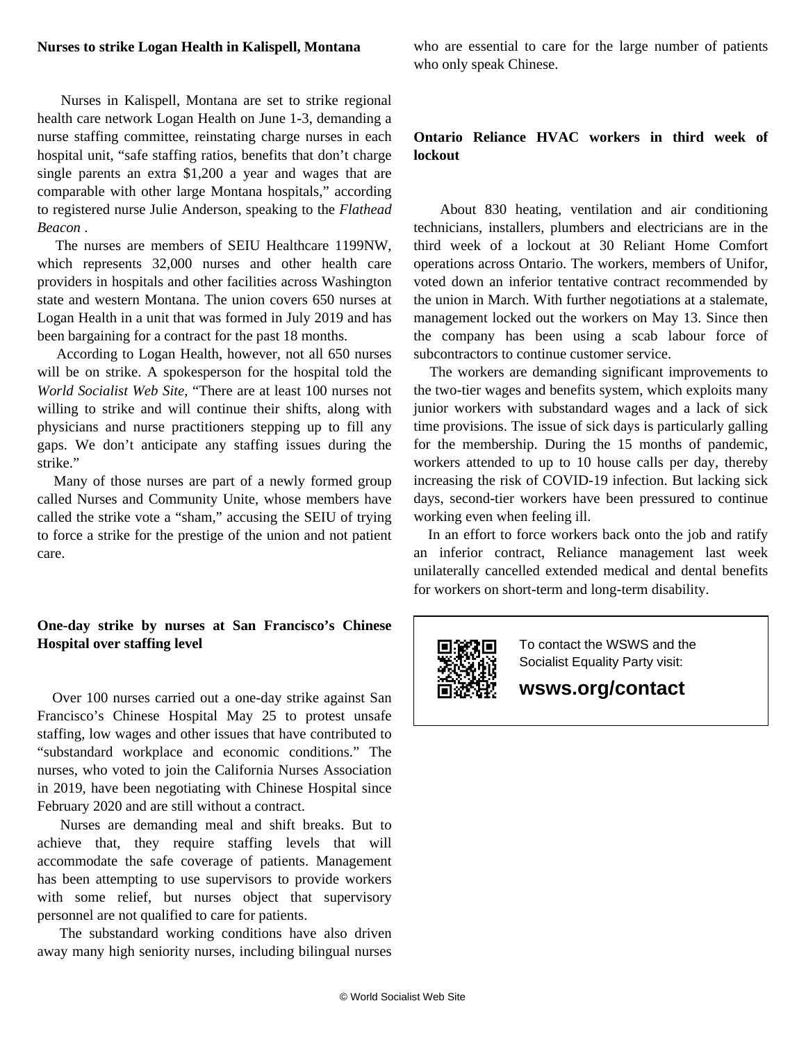**Nurses to strike Logan Health in Kalispell, Montana**

Nurses in Kalispell, Montana are set to strike regional health care network Logan Health on June 1-3, demanding a nurse staffing committee, reinstating charge nurses in each hospital unit, "safe staffing ratios, benefits that don't charge single parents an extra $1,200 a year and wages that are comparable with other large Montana hospitals," according to registered nurse Julie Anderson, speaking to the *Flathead Beacon* .

The nurses are members of SEIU Healthcare 1199NW, which represents 32,000 nurses and other health care providers in hospitals and other facilities across Washington state and western Montana. The union covers 650 nurses at Logan Health in a unit that was formed in July 2019 and has been bargaining for a contract for the past 18 months.

According to Logan Health, however, not all 650 nurses will be on strike. A spokesperson for the hospital told the *World Socialist Web Site*, "There are at least 100 nurses not willing to strike and will continue their shifts, along with physicians and nurse practitioners stepping up to fill any gaps. We don't anticipate any staffing issues during the strike."

Many of those nurses are part of a newly formed group called Nurses and Community Unite, whose members have called the strike vote a "sham," accusing the SEIU of trying to force a strike for the prestige of the union and not patient care.

**One-day strike by nurses at San Francisco's Chinese Hospital over staffing level**

Over 100 nurses carried out a one-day strike against San Francisco's Chinese Hospital May 25 to protest unsafe staffing, low wages and other issues that have contributed to "substandard workplace and economic conditions." The nurses, who voted to join the California Nurses Association in 2019, have been negotiating with Chinese Hospital since February 2020 and are still without a contract.

Nurses are demanding meal and shift breaks. But to achieve that, they require staffing levels that will accommodate the safe coverage of patients. Management has been attempting to use supervisors to provide workers with some relief, but nurses object that supervisory personnel are not qualified to care for patients.

The substandard working conditions have also driven away many high seniority nurses, including bilingual nurses who are essential to care for the large number of patients who only speak Chinese.

**Ontario Reliance HVAC workers in third week of lockout**

About 830 heating, ventilation and air conditioning technicians, installers, plumbers and electricians are in the third week of a lockout at 30 Reliant Home Comfort operations across Ontario. The workers, members of Unifor, voted down an inferior tentative contract recommended by the union in March. With further negotiations at a stalemate, management locked out the workers on May 13. Since then the company has been using a scab labour force of subcontractors to continue customer service.

The workers are demanding significant improvements to the two-tier wages and benefits system, which exploits many junior workers with substandard wages and a lack of sick time provisions. The issue of sick days is particularly galling for the membership. During the 15 months of pandemic, workers attended to up to 10 house calls per day, thereby increasing the risk of COVID-19 infection. But lacking sick days, second-tier workers have been pressured to continue working even when feeling ill.

In an effort to force workers back onto the job and ratify an inferior contract, Reliance management last week unilaterally cancelled extended medical and dental benefits for workers on short-term and long-term disability.

To contact the WSWS and the Socialist Equality Party visit:

**wsws.org/contact**